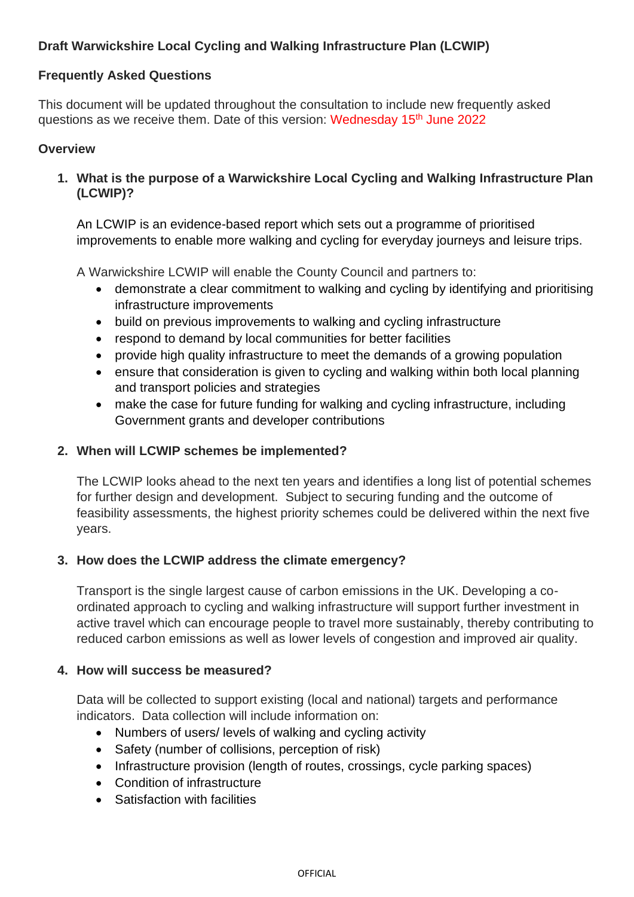# Draft Warwickshire Local Cycling and Walking Infrastructure Plan (LCWIP)

## Frequently Asked Questions

This document will be updated throughout the consultation to include new frequently asked questions as we receive them. Date of this version: Wednesday 15th June 2022

## Overview

1. **What is the purpose of a Warwickshire Local Cycling and Walking Infrastructure Plan (LCWIP)?**

   An LCWIP is an evidence-based report which sets out a programme of prioritised improvements to enable more walking and cycling for everyday journeys and leisure trips.

   A Warwickshire LCWIP will enable the County Council and partners to:
   - demonstrate a clear commitment to walking and cycling by identifying and prioritising infrastructure improvements
   - build on previous improvements to walking and cycling infrastructure
   - respond to demand by local communities for better facilities
   - provide high quality infrastructure to meet the demands of a growing population
   - ensure that consideration is given to cycling and walking within both local planning and transport policies and strategies
   - make the case for future funding for walking and cycling infrastructure, including Government grants and developer contributions

2. **When will LCWIP schemes be implemented?**

   The LCWIP looks ahead to the next ten years and identifies a long list of potential schemes for further design and development. Subject to securing funding and the outcome of feasibility assessments, the highest priority schemes could be delivered within the next five years.

3. **How does the LCWIP address the climate emergency?**

   Transport is the single largest cause of carbon emissions in the UK. Developing a co-ordinated approach to cycling and walking infrastructure will support further investment in active travel which can encourage people to travel more sustainably, thereby contributing to reduced carbon emissions as well as lower levels of congestion and improved air quality.

4. **How will success be measured?**

   Data will be collected to support existing (local and national) targets and performance indicators. Data collection will include information on:
   - Numbers of users/ levels of walking and cycling activity
   - Safety (number of collisions, perception of risk)
   - Infrastructure provision (length of routes, crossings, cycle parking spaces)
   - Condition of infrastructure
   - Satisfaction with facilities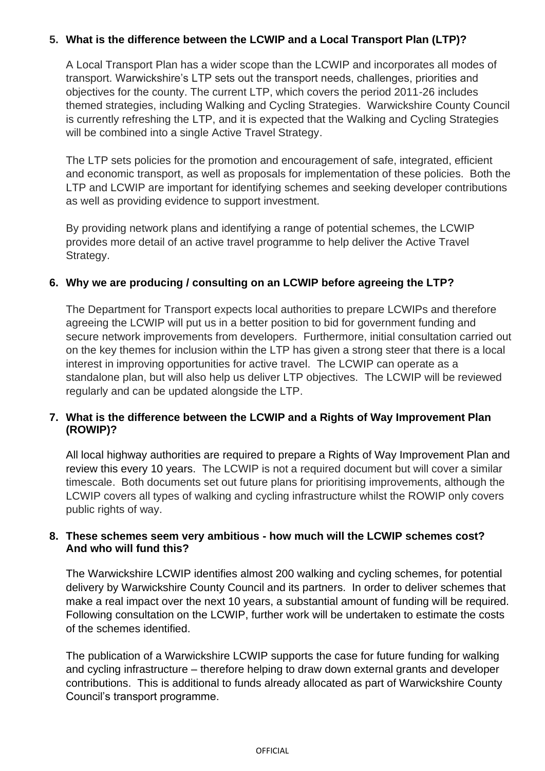**5. What is the difference between the LCWIP and a Local Transport Plan (LTP)?**

A Local Transport Plan has a wider scope than the LCWIP and incorporates all modes of transport. Warwickshire's LTP sets out the transport needs, challenges, priorities and objectives for the county. The current LTP, which covers the period 2011-26 includes themed strategies, including Walking and Cycling Strategies. Warwickshire County Council is currently refreshing the LTP, and it is expected that the Walking and Cycling Strategies will be combined into a single Active Travel Strategy.

The LTP sets policies for the promotion and encouragement of safe, integrated, efficient and economic transport, as well as proposals for implementation of these policies. Both the LTP and LCWIP are important for identifying schemes and seeking developer contributions as well as providing evidence to support investment.

By providing network plans and identifying a range of potential schemes, the LCWIP provides more detail of an active travel programme to help deliver the Active Travel Strategy.

**6. Why we are producing / consulting on an LCWIP before agreeing the LTP?**

The Department for Transport expects local authorities to prepare LCWIPs and therefore agreeing the LCWIP will put us in a better position to bid for government funding and secure network improvements from developers. Furthermore, initial consultation carried out on the key themes for inclusion within the LTP has given a strong steer that there is a local interest in improving opportunities for active travel. The LCWIP can operate as a standalone plan, but will also help us deliver LTP objectives. The LCWIP will be reviewed regularly and can be updated alongside the LTP.

**7. What is the difference between the LCWIP and a Rights of Way Improvement Plan (ROWIP)?**

All local highway authorities are required to prepare a Rights of Way Improvement Plan and review this every 10 years. The LCWIP is not a required document but will cover a similar timescale. Both documents set out future plans for prioritising improvements, although the LCWIP covers all types of walking and cycling infrastructure whilst the ROWIP only covers public rights of way.

**8. These schemes seem very ambitious - how much will the LCWIP schemes cost? And who will fund this?**

The Warwickshire LCWIP identifies almost 200 walking and cycling schemes, for potential delivery by Warwickshire County Council and its partners. In order to deliver schemes that make a real impact over the next 10 years, a substantial amount of funding will be required. Following consultation on the LCWIP, further work will be undertaken to estimate the costs of the schemes identified.

The publication of a Warwickshire LCWIP supports the case for future funding for walking and cycling infrastructure – therefore helping to draw down external grants and developer contributions. This is additional to funds already allocated as part of Warwickshire County Council's transport programme.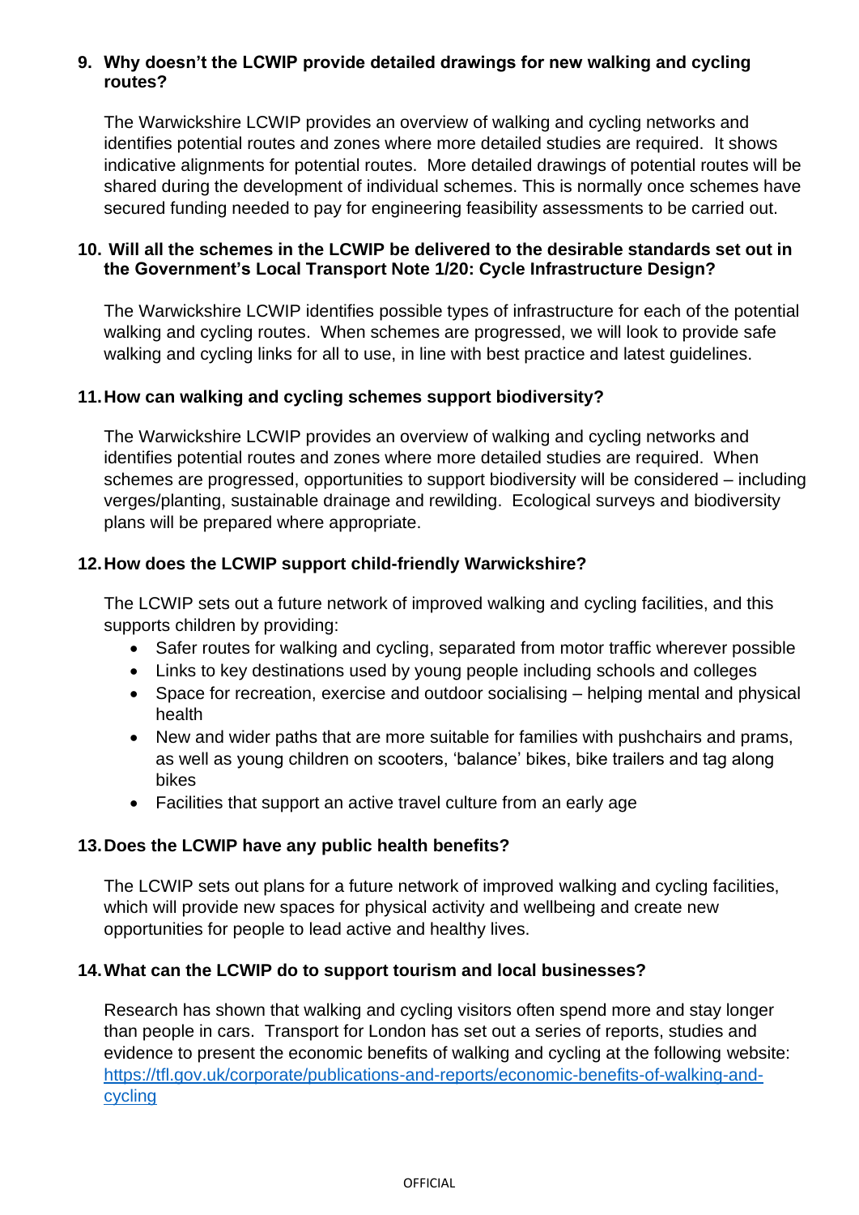**9. Why doesn't the LCWIP provide detailed drawings for new walking and cycling routes?**

The Warwickshire LCWIP provides an overview of walking and cycling networks and identifies potential routes and zones where more detailed studies are required. It shows indicative alignments for potential routes. More detailed drawings of potential routes will be shared during the development of individual schemes. This is normally once schemes have secured funding needed to pay for engineering feasibility assessments to be carried out.

**10. Will all the schemes in the LCWIP be delivered to the desirable standards set out in the Government's Local Transport Note 1/20: Cycle Infrastructure Design?**

The Warwickshire LCWIP identifies possible types of infrastructure for each of the potential walking and cycling routes. When schemes are progressed, we will look to provide safe walking and cycling links for all to use, in line with best practice and latest guidelines.

**11. How can walking and cycling schemes support biodiversity?**

The Warwickshire LCWIP provides an overview of walking and cycling networks and identifies potential routes and zones where more detailed studies are required. When schemes are progressed, opportunities to support biodiversity will be considered – including verges/planting, sustainable drainage and rewilding. Ecological surveys and biodiversity plans will be prepared where appropriate.

**12. How does the LCWIP support child-friendly Warwickshire?**

The LCWIP sets out a future network of improved walking and cycling facilities, and this supports children by providing:

- Safer routes for walking and cycling, separated from motor traffic wherever possible
- Links to key destinations used by young people including schools and colleges
- Space for recreation, exercise and outdoor socialising – helping mental and physical health
- New and wider paths that are more suitable for families with pushchairs and prams, as well as young children on scooters, 'balance' bikes, bike trailers and tag along bikes
- Facilities that support an active travel culture from an early age

**13. Does the LCWIP have any public health benefits?**

The LCWIP sets out plans for a future network of improved walking and cycling facilities, which will provide new spaces for physical activity and wellbeing and create new opportunities for people to lead active and healthy lives.

**14. What can the LCWIP do to support tourism and local businesses?**

Research has shown that walking and cycling visitors often spend more and stay longer than people in cars. Transport for London has set out a series of reports, studies and evidence to present the economic benefits of walking and cycling at the following website: [https://tfl.gov.uk/corporate/publications-and-reports/economic-benefits-of-walking-and-cycling](https://tfl.gov.uk/corporate/publications-and-reports/economic-benefits-of-walking-and-cycling)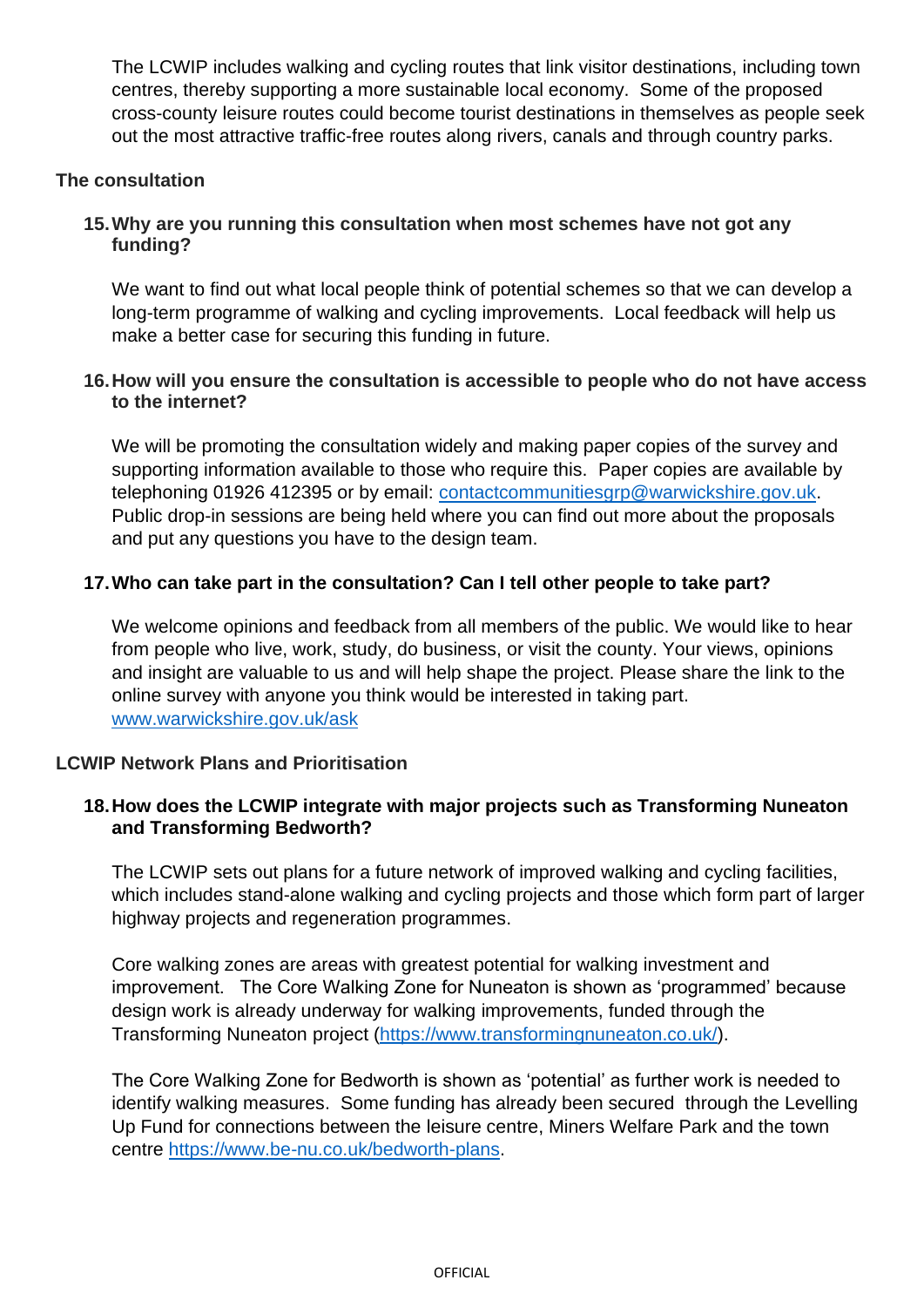The LCWIP includes walking and cycling routes that link visitor destinations, including town centres, thereby supporting a more sustainable local economy. Some of the proposed cross-county leisure routes could become tourist destinations in themselves as people seek out the most attractive traffic-free routes along rivers, canals and through country parks.

## The consultation

### 15. Why are you running this consultation when most schemes have not got any funding?

We want to find out what local people think of potential schemes so that we can develop a long-term programme of walking and cycling improvements. Local feedback will help us make a better case for securing this funding in future.

### 16. How will you ensure the consultation is accessible to people who do not have access to the internet?

We will be promoting the consultation widely and making paper copies of the survey and supporting information available to those who require this. Paper copies are available by telephoning 01926 412395 or by email: [contactcommunitiesgrp@warwickshire.gov.uk](mailto:contactcommunitiesgrp@warwickshire.gov.uk). Public drop-in sessions are being held where you can find out more about the proposals and put any questions you have to the design team.

### 17. Who can take part in the consultation? Can I tell other people to take part?

We welcome opinions and feedback from all members of the public. We would like to hear from people who live, work, study, do business, or visit the county. Your views, opinions and insight are valuable to us and will help shape the project. Please share the link to the online survey with anyone you think would be interested in taking part. [www.warwickshire.gov.uk/ask](http://www.warwickshire.gov.uk/ask)

## LCWIP Network Plans and Prioritisation

### 18. How does the LCWIP integrate with major projects such as Transforming Nuneaton and Transforming Bedworth?

The LCWIP sets out plans for a future network of improved walking and cycling facilities, which includes stand-alone walking and cycling projects and those which form part of larger highway projects and regeneration programmes.

Core walking zones are areas with greatest potential for walking investment and improvement. The Core Walking Zone for Nuneaton is shown as 'programmed' because design work is already underway for walking improvements, funded through the Transforming Nuneaton project ([https://www.transformingnuneaton.co.uk/](https://www.transformingnuneaton.co.uk/)).

The Core Walking Zone for Bedworth is shown as 'potential' as further work is needed to identify walking measures. Some funding has already been secured through the Levelling Up Fund for connections between the leisure centre, Miners Welfare Park and the town centre [https://www.be-nu.co.uk/bedworth-plans](https://www.be-nu.co.uk/bedworth-plans).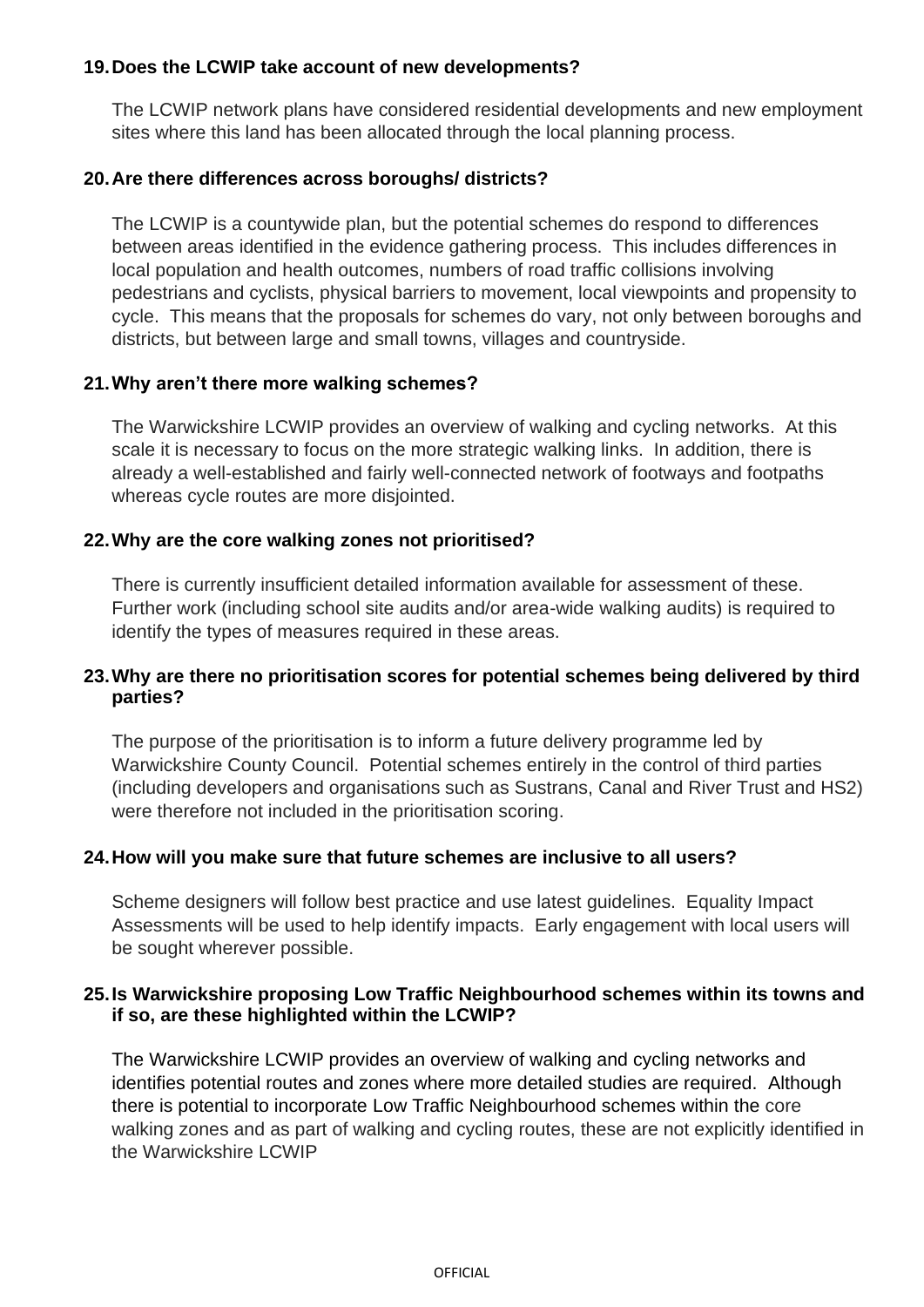### 19. Does the LCWIP take account of new developments?

The LCWIP network plans have considered residential developments and new employment sites where this land has been allocated through the local planning process.

### 20. Are there differences across boroughs/ districts?

The LCWIP is a countywide plan, but the potential schemes do respond to differences between areas identified in the evidence gathering process. This includes differences in local population and health outcomes, numbers of road traffic collisions involving pedestrians and cyclists, physical barriers to movement, local viewpoints and propensity to cycle. This means that the proposals for schemes do vary, not only between boroughs and districts, but between large and small towns, villages and countryside.

### 21. Why aren't there more walking schemes?

The Warwickshire LCWIP provides an overview of walking and cycling networks. At this scale it is necessary to focus on the more strategic walking links. In addition, there is already a well-established and fairly well-connected network of footways and footpaths whereas cycle routes are more disjointed.

### 22. Why are the core walking zones not prioritised?

There is currently insufficient detailed information available for assessment of these. Further work (including school site audits and/or area-wide walking audits) is required to identify the types of measures required in these areas.

### 23. Why are there no prioritisation scores for potential schemes being delivered by third parties?

The purpose of the prioritisation is to inform a future delivery programme led by Warwickshire County Council. Potential schemes entirely in the control of third parties (including developers and organisations such as Sustrans, Canal and River Trust and HS2) were therefore not included in the prioritisation scoring.

### 24. How will you make sure that future schemes are inclusive to all users?

Scheme designers will follow best practice and use latest guidelines. Equality Impact Assessments will be used to help identify impacts. Early engagement with local users will be sought wherever possible.

### 25. Is Warwickshire proposing Low Traffic Neighbourhood schemes within its towns and if so, are these highlighted within the LCWIP?

The Warwickshire LCWIP provides an overview of walking and cycling networks and identifies potential routes and zones where more detailed studies are required. Although there is potential to incorporate Low Traffic Neighbourhood schemes within the core walking zones and as part of walking and cycling routes, these are not explicitly identified in the Warwickshire LCWIP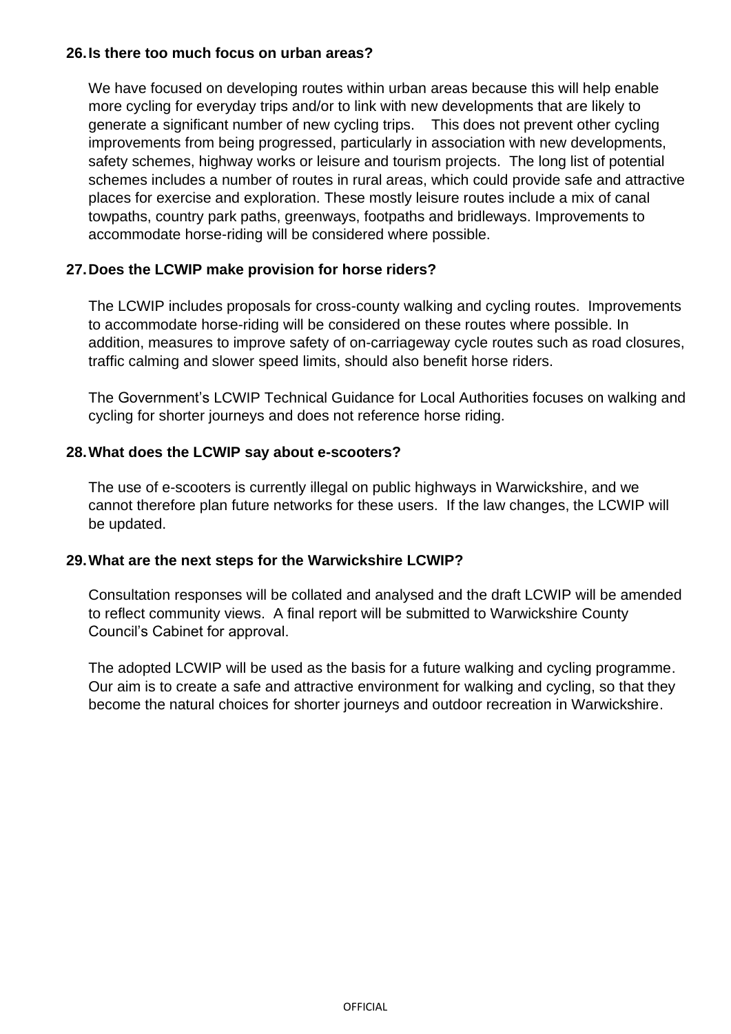**26. Is there too much focus on urban areas?**

We have focused on developing routes within urban areas because this will help enable more cycling for everyday trips and/or to link with new developments that are likely to generate a significant number of new cycling trips. This does not prevent other cycling improvements from being progressed, particularly in association with new developments, safety schemes, highway works or leisure and tourism projects. The long list of potential schemes includes a number of routes in rural areas, which could provide safe and attractive places for exercise and exploration. These mostly leisure routes include a mix of canal towpaths, country park paths, greenways, footpaths and bridleways. Improvements to accommodate horse-riding will be considered where possible.

**27. Does the LCWIP make provision for horse riders?**

The LCWIP includes proposals for cross-county walking and cycling routes. Improvements to accommodate horse-riding will be considered on these routes where possible. In addition, measures to improve safety of on-carriageway cycle routes such as road closures, traffic calming and slower speed limits, should also benefit horse riders.

The Government's LCWIP Technical Guidance for Local Authorities focuses on walking and cycling for shorter journeys and does not reference horse riding.

**28. What does the LCWIP say about e-scooters?**

The use of e-scooters is currently illegal on public highways in Warwickshire, and we cannot therefore plan future networks for these users. If the law changes, the LCWIP will be updated.

**29. What are the next steps for the Warwickshire LCWIP?**

Consultation responses will be collated and analysed and the draft LCWIP will be amended to reflect community views. A final report will be submitted to Warwickshire County Council's Cabinet for approval.

The adopted LCWIP will be used as the basis for a future walking and cycling programme. Our aim is to create a safe and attractive environment for walking and cycling, so that they become the natural choices for shorter journeys and outdoor recreation in Warwickshire.